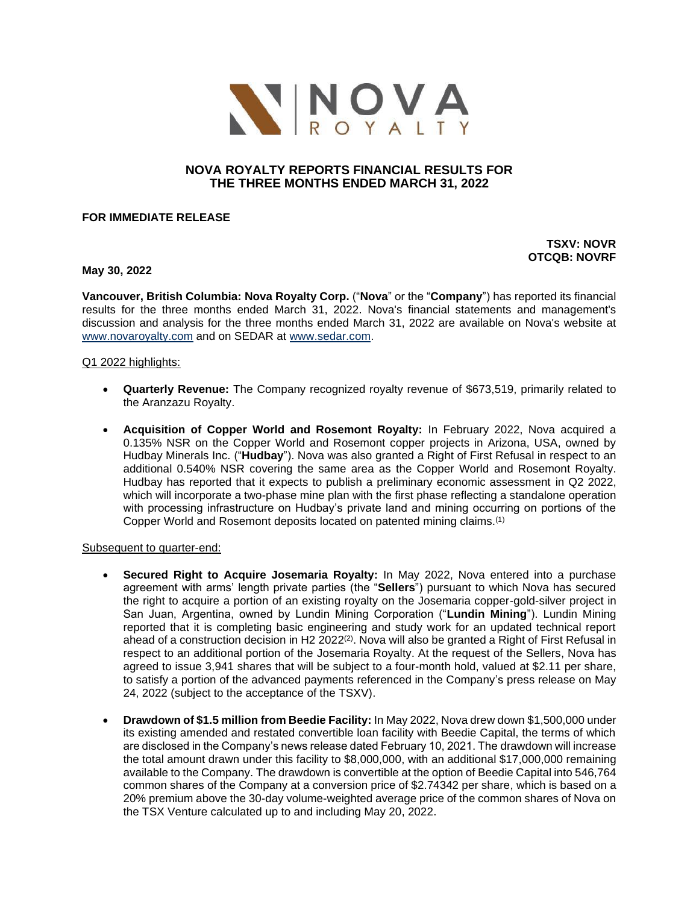# NOVA ROYALTY REPORTS FINANCIAL RESULTS FOR THE THREE MONTHS ENDED MARCH 31, 2022

**FOR IMMEDIATE RELEASE**

**TSXV: NOVR**
**OTCQB: NOVRF**

**May 30, 2022**

**Vancouver, British Columbia: Nova Royalty Corp.** ("**Nova**" or the "**Company**") has reported its financial results for the three months ended March 31, 2022. Nova's financial statements and management's discussion and analysis for the three months ended March 31, 2022 are available on Nova's website at www.novaroyalty.com and on SEDAR at www.sedar.com.

Q1 2022 highlights:

- **Quarterly Revenue:** The Company recognized royalty revenue of $673,519, primarily related to the Aranzazu Royalty.
- **Acquisition of Copper World and Rosemont Royalty:** In February 2022, Nova acquired a 0.135% NSR on the Copper World and Rosemont copper projects in Arizona, USA, owned by Hudbay Minerals Inc. ("**Hudbay**"). Nova was also granted a Right of First Refusal in respect to an additional 0.540% NSR covering the same area as the Copper World and Rosemont Royalty. Hudbay has reported that it expects to publish a preliminary economic assessment in Q2 2022, which will incorporate a two-phase mine plan with the first phase reflecting a standalone operation with processing infrastructure on Hudbay's private land and mining occurring on portions of the Copper World and Rosemont deposits located on patented mining claims.[(1)]

Subsequent to quarter-end:

- **Secured Right to Acquire Josemaria Royalty:** In May 2022, Nova entered into a purchase agreement with arms' length private parties (the "**Sellers**") pursuant to which Nova has secured the right to acquire a portion of an existing royalty on the Josemaria copper-gold-silver project in San Juan, Argentina, owned by Lundin Mining Corporation ("**Lundin Mining**"). Lundin Mining reported that it is completing basic engineering and study work for an updated technical report ahead of a construction decision in H2 2022[(2)]. Nova will also be granted a Right of First Refusal in respect to an additional portion of the Josemaria Royalty. At the request of the Sellers, Nova has agreed to issue 3,941 shares that will be subject to a four-month hold, valued at $2.11 per share, to satisfy a portion of the advanced payments referenced in the Company's press release on May 24, 2022 (subject to the acceptance of the TSXV).
- **Drawdown of $1.5 million from Beedie Facility:** In May 2022, Nova drew down $1,500,000 under its existing amended and restated convertible loan facility with Beedie Capital, the terms of which are disclosed in the Company's news release dated February 10, 2021. The drawdown will increase the total amount drawn under this facility to $8,000,000, with an additional $17,000,000 remaining available to the Company. The drawdown is convertible at the option of Beedie Capital into 546,764 common shares of the Company at a conversion price of $2.74342 per share, which is based on a 20% premium above the 30-day volume-weighted average price of the common shares of Nova on the TSX Venture calculated up to and including May 20, 2022.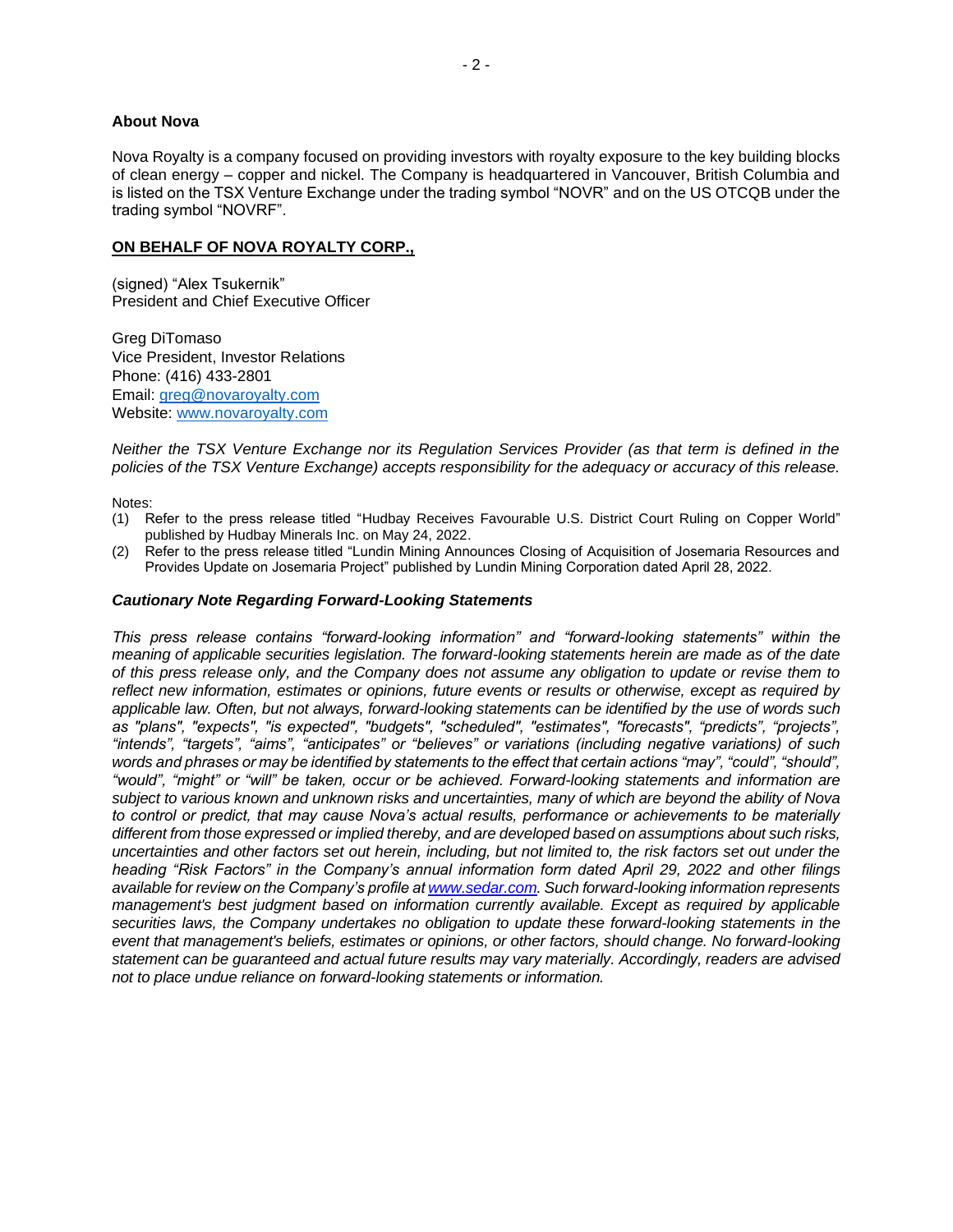**About Nova**

Nova Royalty is a company focused on providing investors with royalty exposure to the key building blocks of clean energy – copper and nickel. The Company is headquartered in Vancouver, British Columbia and is listed on the TSX Venture Exchange under the trading symbol “NOVR” and on the US OTCQB under the trading symbol “NOVRF”.

**ON BEHALF OF NOVA ROYALTY CORP.,**

(signed) “Alex Tsukernik”
President and Chief Executive Officer

Greg DiTomaso
Vice President, Investor Relations
Phone: (416) 433-2801
Email: greg@novaroyalty.com
Website: www.novaroyalty.com

*Neither the TSX Venture Exchange nor its Regulation Services Provider (as that term is defined in the policies of the TSX Venture Exchange) accepts responsibility for the adequacy or accuracy of this release.*

Notes:

(1) Refer to the press release titled “Hudbay Receives Favourable U.S. District Court Ruling on Copper World” published by Hudbay Minerals Inc. on May 24, 2022.
(2) Refer to the press release titled “Lundin Mining Announces Closing of Acquisition of Josemaria Resources and Provides Update on Josemaria Project” published by Lundin Mining Corporation dated April 28, 2022.

***Cautionary Note Regarding Forward-Looking Statements***

*This press release contains “forward-looking information” and “forward-looking statements” within the meaning of applicable securities legislation. The forward-looking statements herein are made as of the date of this press release only, and the Company does not assume any obligation to update or revise them to reflect new information, estimates or opinions, future events or results or otherwise, except as required by applicable law. Often, but not always, forward-looking statements can be identified by the use of words such as "plans", "expects", "is expected", "budgets", "scheduled", "estimates", "forecasts", “predicts”, “projects”, “intends”, “targets”, “aims”, “anticipates” or “believes” or variations (including negative variations) of such words and phrases or may be identified by statements to the effect that certain actions “may”, “could”, “should”, “would”, “might” or “will” be taken, occur or be achieved. Forward-looking statements and information are subject to various known and unknown risks and uncertainties, many of which are beyond the ability of Nova to control or predict, that may cause Nova’s actual results, performance or achievements to be materially different from those expressed or implied thereby, and are developed based on assumptions about such risks, uncertainties and other factors set out herein, including, but not limited to, the risk factors set out under the heading “Risk Factors” in the Company’s annual information form dated April 29, 2022 and other filings available for review on the Company’s profile at www.sedar.com. Such forward-looking information represents management's best judgment based on information currently available. Except as required by applicable securities laws, the Company undertakes no obligation to update these forward-looking statements in the event that management's beliefs, estimates or opinions, or other factors, should change. No forward-looking statement can be guaranteed and actual future results may vary materially. Accordingly, readers are advised not to place undue reliance on forward-looking statements or information.*